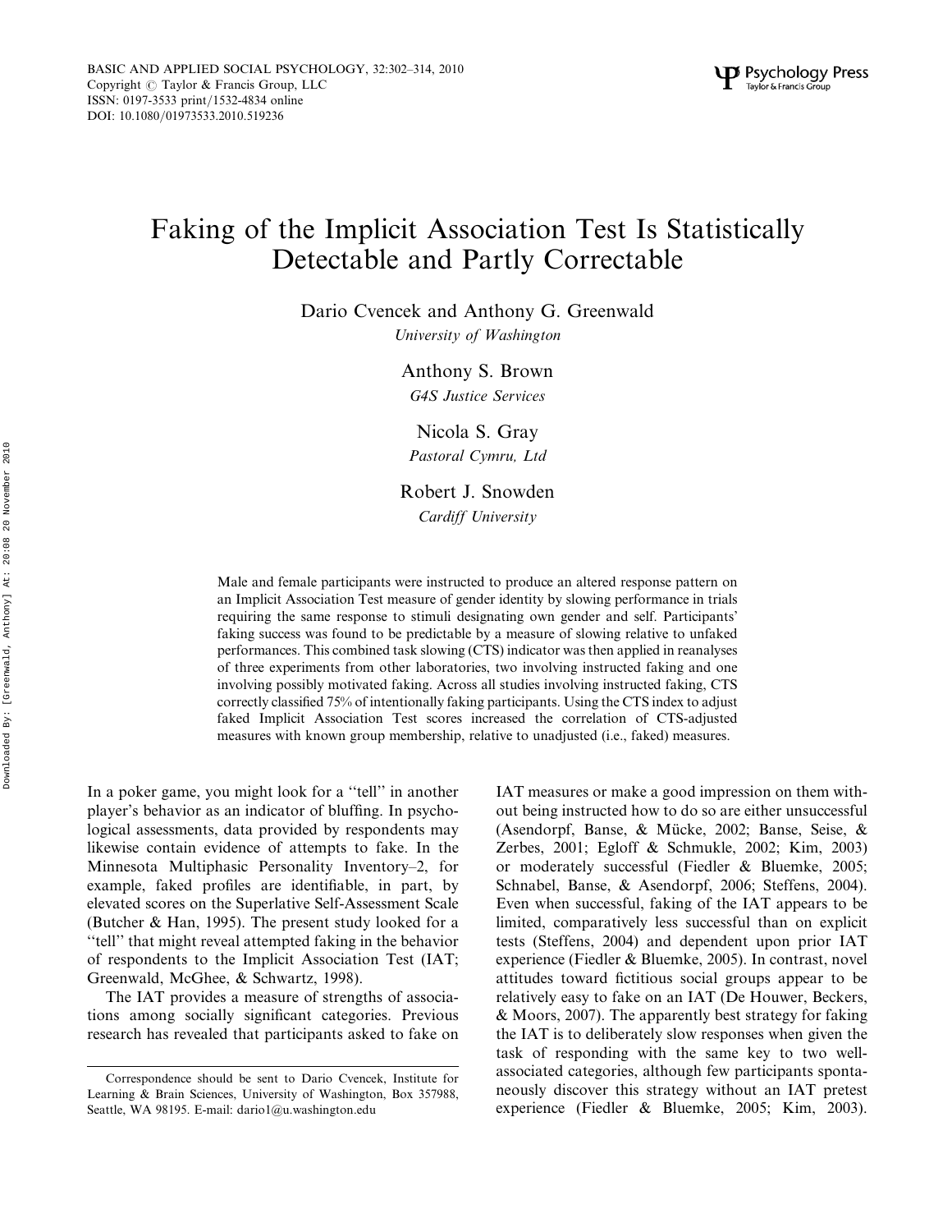# Faking of the Implicit Association Test Is Statistically Detectable and Partly Correctable

Dario Cvencek and Anthony G. Greenwald
*University of Washington*

Anthony S. Brown
*G4S Justice Services*

Nicola S. Gray
*Pastoral Cymru, Ltd*

Robert J. Snowden
*Cardiff University*

Male and female participants were instructed to produce an altered response pattern on an Implicit Association Test measure of gender identity by slowing performance in trials requiring the same response to stimuli designating own gender and self. Participants' faking success was found to be predictable by a measure of slowing relative to unfaked performances. This combined task slowing (CTS) indicator was then applied in reanalyses of three experiments from other laboratories, two involving instructed faking and one involving possibly motivated faking. Across all studies involving instructed faking, CTS correctly classified 75% of intentionally faking participants. Using the CTS index to adjust faked Implicit Association Test scores increased the correlation of CTS-adjusted measures with known group membership, relative to unadjusted (i.e., faked) measures.

In a poker game, you might look for a "tell" in another player's behavior as an indicator of bluffing. In psychological assessments, data provided by respondents may likewise contain evidence of attempts to fake. In the Minnesota Multiphasic Personality Inventory–2, for example, faked profiles are identifiable, in part, by elevated scores on the Superlative Self-Assessment Scale (Butcher & Han, 1995). The present study looked for a "tell" that might reveal attempted faking in the behavior of respondents to the Implicit Association Test (IAT; Greenwald, McGhee, & Schwartz, 1998).

The IAT provides a measure of strengths of associations among socially significant categories. Previous research has revealed that participants asked to fake on IAT measures or make a good impression on them without being instructed how to do so are either unsuccessful (Asendorpf, Banse, & Mücke, 2002; Banse, Seise, & Zerbes, 2001; Egloff & Schmukle, 2002; Kim, 2003) or moderately successful (Fiedler & Bluemke, 2005; Schnabel, Banse, & Asendorpf, 2006; Steffens, 2004). Even when successful, faking of the IAT appears to be limited, comparatively less successful than on explicit tests (Steffens, 2004) and dependent upon prior IAT experience (Fiedler & Bluemke, 2005). In contrast, novel attitudes toward fictitious social groups appear to be relatively easy to fake on an IAT (De Houwer, Beckers, & Moors, 2007). The apparently best strategy for faking the IAT is to deliberately slow responses when given the task of responding with the same key to two well-associated categories, although few participants spontaneously discover this strategy without an IAT pretest experience (Fiedler & Bluemke, 2005; Kim, 2003).

Correspondence should be sent to Dario Cvencek, Institute for Learning & Brain Sciences, University of Washington, Box 357988, Seattle, WA 98195. E-mail: dario1@u.washington.edu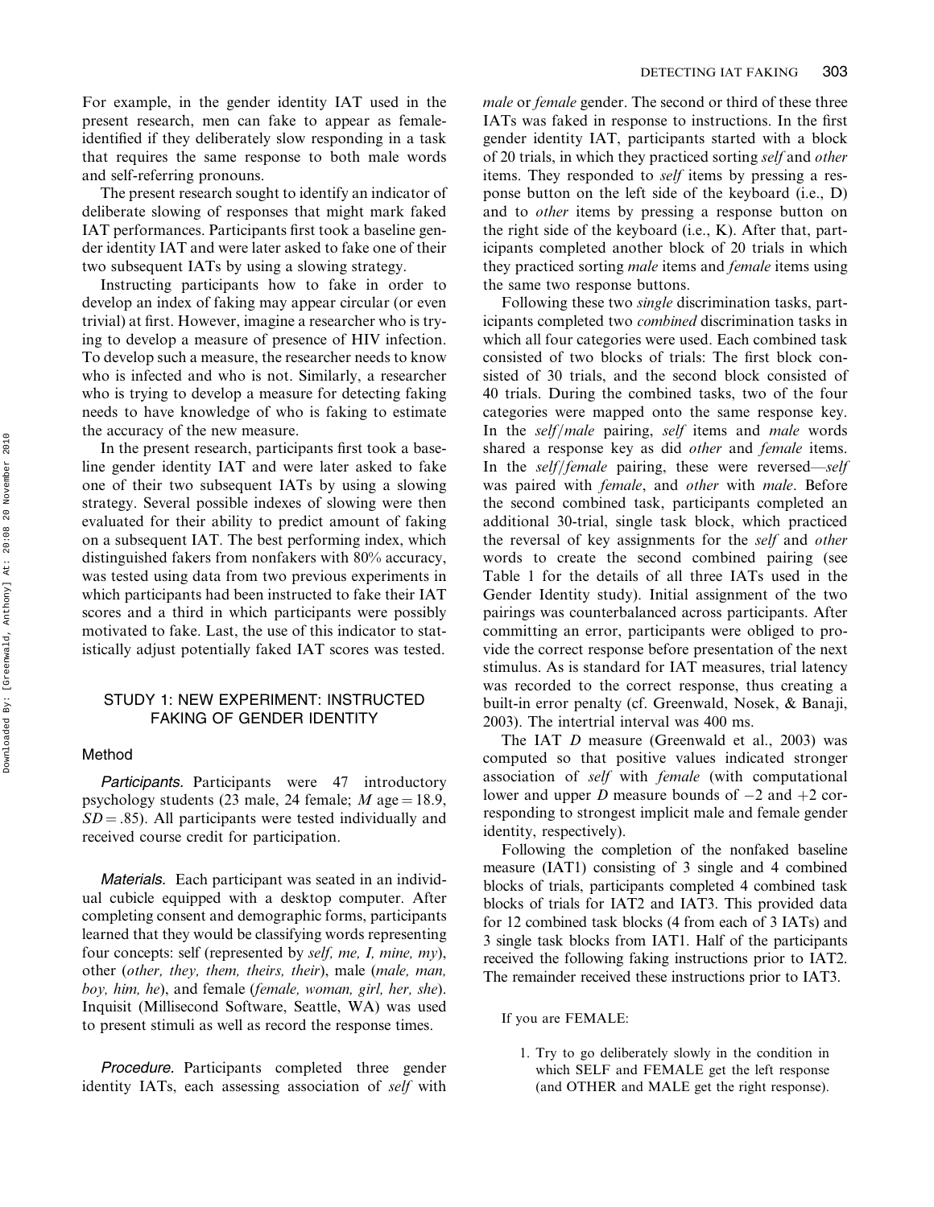For example, in the gender identity IAT used in the present research, men can fake to appear as female-identified if they deliberately slow responding in a task that requires the same response to both male words and self-referring pronouns.

The present research sought to identify an indicator of deliberate slowing of responses that might mark faked IAT performances. Participants first took a baseline gender identity IAT and were later asked to fake one of their two subsequent IATs by using a slowing strategy.

Instructing participants how to fake in order to develop an index of faking may appear circular (or even trivial) at first. However, imagine a researcher who is trying to develop a measure of presence of HIV infection. To develop such a measure, the researcher needs to know who is infected and who is not. Similarly, a researcher who is trying to develop a measure for detecting faking needs to have knowledge of who is faking to estimate the accuracy of the new measure.

In the present research, participants first took a baseline gender identity IAT and were later asked to fake one of their two subsequent IATs by using a slowing strategy. Several possible indexes of slowing were then evaluated for their ability to predict amount of faking on a subsequent IAT. The best performing index, which distinguished fakers from nonfakers with 80% accuracy, was tested using data from two previous experiments in which participants had been instructed to fake their IAT scores and a third in which participants were possibly motivated to fake. Last, the use of this indicator to statistically adjust potentially faked IAT scores was tested.

## STUDY 1: NEW EXPERIMENT: INSTRUCTED FAKING OF GENDER IDENTITY

### Method

*Participants.* Participants were 47 introductory psychology students (23 male, 24 female; $M$ age = 18.9, $SD$ = .85). All participants were tested individually and received course credit for participation.

*Materials.* Each participant was seated in an individual cubicle equipped with a desktop computer. After completing consent and demographic forms, participants learned that they would be classifying words representing four concepts: self (represented by *self, me, I, mine, my*), other (*other, they, them, theirs, their*), male (*male, man, boy, him, he*), and female (*female, woman, girl, her, she*). Inquisit (Millisecond Software, Seattle, WA) was used to present stimuli as well as record the response times.

*Procedure.* Participants completed three gender identity IATs, each assessing association of *self* with *male* or *female* gender. The second or third of these three IATs was faked in response to instructions. In the first gender identity IAT, participants started with a block of 20 trials, in which they practiced sorting *self* and *other* items. They responded to *self* items by pressing a response button on the left side of the keyboard (i.e., D) and to *other* items by pressing a response button on the right side of the keyboard (i.e., K). After that, participants completed another block of 20 trials in which they practiced sorting *male* items and *female* items using the same two response buttons.

Following these two *single* discrimination tasks, participants completed two *combined* discrimination tasks in which all four categories were used. Each combined task consisted of two blocks of trials: The first block consisted of 30 trials, and the second block consisted of 40 trials. During the combined tasks, two of the four categories were mapped onto the same response key. In the *self/male* pairing, *self* items and *male* words shared a response key as did *other* and *female* items. In the *self/female* pairing, these were reversed—*self* was paired with *female*, and *other* with *male*. Before the second combined task, participants completed an additional 30-trial, single task block, which practiced the reversal of key assignments for the *self* and *other* words to create the second combined pairing (see Table 1 for the details of all three IATs used in the Gender Identity study). Initial assignment of the two pairings was counterbalanced across participants. After committing an error, participants were obliged to provide the correct response before presentation of the next stimulus. As is standard for IAT measures, trial latency was recorded to the correct response, thus creating a built-in error penalty (cf. Greenwald, Nosek, & Banaji, 2003). The intertrial interval was 400 ms.

The IAT $D$ measure (Greenwald et al., 2003) was computed so that positive values indicated stronger association of *self* with *female* (with computational lower and upper $D$ measure bounds of $-2$ and $+2$ corresponding to strongest implicit male and female gender identity, respectively).

Following the completion of the nonfaked baseline measure (IAT1) consisting of 3 single and 4 combined blocks of trials, participants completed 4 combined task blocks of trials for IAT2 and IAT3. This provided data for 12 combined task blocks (4 from each of 3 IATs) and 3 single task blocks from IAT1. Half of the participants received the following faking instructions prior to IAT2. The remainder received these instructions prior to IAT3.

> If you are FEMALE:
>
> 1. Try to go deliberately slowly in the condition in which SELF and FEMALE get the left response (and OTHER and MALE get the right response).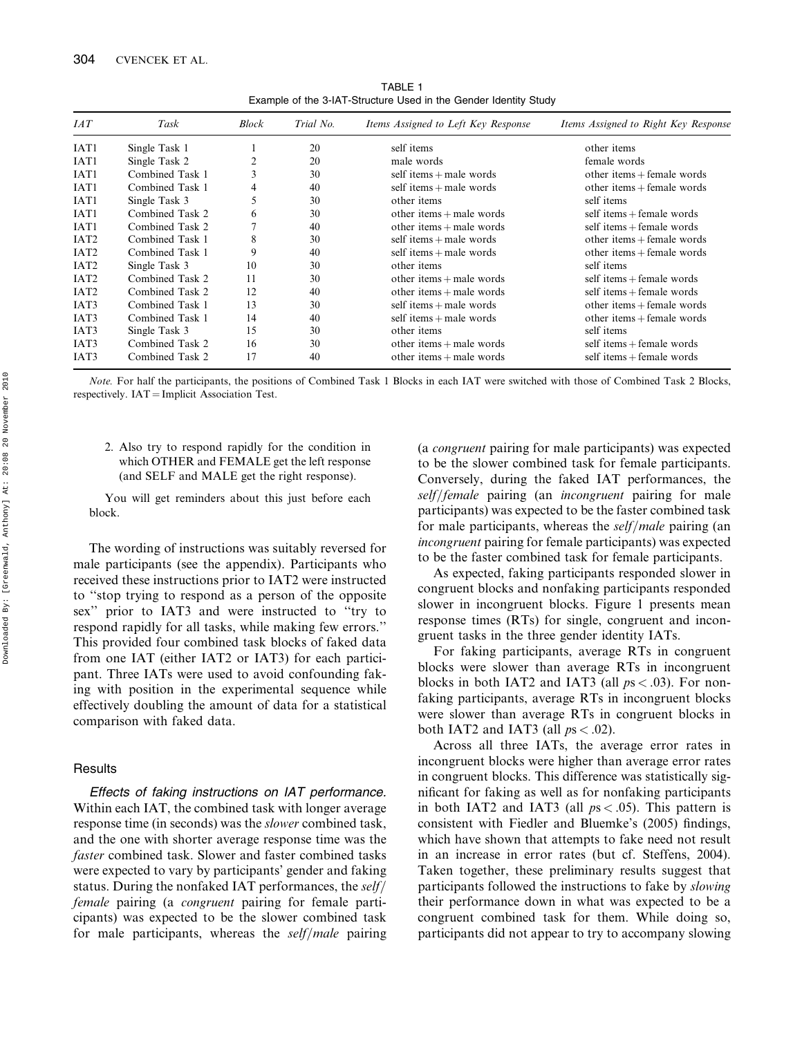TABLE 1
Example of the 3-IAT-Structure Used in the Gender Identity Study

| *IAT* | *Task* | *Block* | *Trial No.* | *Items Assigned to Left Key Response* | *Items Assigned to Right Key Response* |
|---|---|---|---|---|---|
| IAT1 | Single Task 1 | 1 | 20 | self items | other items |
| IAT1 | Single Task 2 | 2 | 20 | male words | female words |
| IAT1 | Combined Task 1 | 3 | 30 | self items + male words | other items + female words |
| IAT1 | Combined Task 1 | 4 | 40 | self items + male words | other items + female words |
| IAT1 | Single Task 3 | 5 | 30 | other items | self items |
| IAT1 | Combined Task 2 | 6 | 30 | other items + male words | self items + female words |
| IAT1 | Combined Task 2 | 7 | 40 | other items + male words | self items + female words |
| IAT2 | Combined Task 1 | 8 | 30 | self items + male words | other items + female words |
| IAT2 | Combined Task 1 | 9 | 40 | self items + male words | other items + female words |
| IAT2 | Single Task 3 | 10 | 30 | other items | self items |
| IAT2 | Combined Task 2 | 11 | 30 | other items + male words | self items + female words |
| IAT2 | Combined Task 2 | 12 | 40 | other items + male words | self items + female words |
| IAT3 | Combined Task 1 | 13 | 30 | self items + male words | other items + female words |
| IAT3 | Combined Task 1 | 14 | 40 | self items + male words | other items + female words |
| IAT3 | Single Task 3 | 15 | 30 | other items | self items |
| IAT3 | Combined Task 2 | 16 | 30 | other items + male words | self items + female words |
| IAT3 | Combined Task 2 | 17 | 40 | other items + male words | self items + female words |

*Note.* For half the participants, the positions of Combined Task 1 Blocks in each IAT were switched with those of Combined Task 2 Blocks, respectively. IAT = Implicit Association Test.

2. Also try to respond rapidly for the condition in which OTHER and FEMALE get the left response (and SELF and MALE get the right response).

You will get reminders about this just before each block.

The wording of instructions was suitably reversed for male participants (see the appendix). Participants who received these instructions prior to IAT2 were instructed to "stop trying to respond as a person of the opposite sex" prior to IAT3 and were instructed to "try to respond rapidly for all tasks, while making few errors." This provided four combined task blocks of faked data from one IAT (either IAT2 or IAT3) for each participant. Three IATs were used to avoid confounding faking with position in the experimental sequence while effectively doubling the amount of data for a statistical comparison with faked data.

### Results

*Effects of faking instructions on IAT performance.* Within each IAT, the combined task with longer average response time (in seconds) was the *slower* combined task, and the one with shorter average response time was the *faster* combined task. Slower and faster combined tasks were expected to vary by participants' gender and faking status. During the nonfaked IAT performances, the *self/female* pairing (a *congruent* pairing for female participants) was expected to be the slower combined task for male participants, whereas the *self/male* pairing (a *congruent* pairing for male participants) was expected to be the slower combined task for female participants. Conversely, during the faked IAT performances, the *self/female* pairing (an *incongruent* pairing for male participants) was expected to be the faster combined task for male participants, whereas the *self/male* pairing (an *incongruent* pairing for female participants) was expected to be the faster combined task for female participants.

As expected, faking participants responded slower in congruent blocks and nonfaking participants responded slower in incongruent blocks. Figure 1 presents mean response times (RTs) for single, congruent and incongruent tasks in the three gender identity IATs.

For faking participants, average RTs in congruent blocks were slower than average RTs in incongruent blocks in both IAT2 and IAT3 (all $ps < .03$). For nonfaking participants, average RTs in incongruent blocks were slower than average RTs in congruent blocks in both IAT2 and IAT3 (all $ps < .02$).

Across all three IATs, the average error rates in incongruent blocks were higher than average error rates in congruent blocks. This difference was statistically significant for faking as well as for nonfaking participants in both IAT2 and IAT3 (all $ps < .05$). This pattern is consistent with Fiedler and Bluemke's (2005) findings, which have shown that attempts to fake need not result in an increase in error rates (but cf. Steffens, 2004). Taken together, these preliminary results suggest that participants followed the instructions to fake by *slowing* their performance down in what was expected to be a congruent combined task for them. While doing so, participants did not appear to try to accompany slowing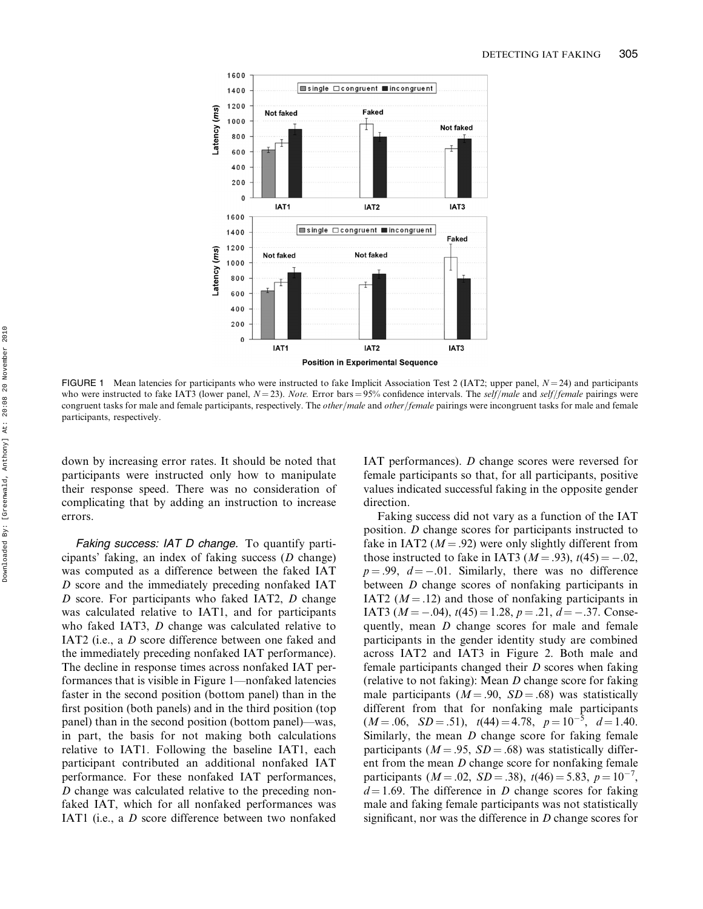FIGURE 1 Mean latencies for participants who were instructed to fake Implicit Association Test 2 (IAT2; upper panel, $N = 24$) and participants who were instructed to fake IAT3 (lower panel, $N = 23$). *Note.* Error bars = 95% confidence intervals. The *self/male* and *self/female* pairings were congruent tasks for male and female participants, respectively. The *other/male* and *other/female* pairings were incongruent tasks for male and female participants, respectively.

down by increasing error rates. It should be noted that participants were instructed only how to manipulate their response speed. There was no consideration of complicating that by adding an instruction to increase errors.

*Faking success: IAT D change.* To quantify participants' faking, an index of faking success (*D* change) was computed as a difference between the faked IAT *D* score and the immediately preceding nonfaked IAT *D* score. For participants who faked IAT2, *D* change was calculated relative to IAT1, and for participants who faked IAT3, *D* change was calculated relative to IAT2 (i.e., a *D* score difference between one faked and the immediately preceding nonfaked IAT performance). The decline in response times across nonfaked IAT performances that is visible in Figure 1—nonfaked latencies faster in the second position (bottom panel) than in the first position (both panels) and in the third position (top panel) than in the second position (bottom panel)—was, in part, the basis for not making both calculations relative to IAT1. Following the baseline IAT1, each participant contributed an additional nonfaked IAT performance. For these nonfaked IAT performances, *D* change was calculated relative to the preceding nonfaked IAT, which for all nonfaked performances was IAT1 (i.e., a *D* score difference between two nonfaked IAT performances). *D* change scores were reversed for female participants so that, for all participants, positive values indicated successful faking in the opposite gender direction.

Faking success did not vary as a function of the IAT position. *D* change scores for participants instructed to fake in IAT2 ($M = .92$) were only slightly different from those instructed to fake in IAT3 ($M = .93$), $t(45) = -.02$, $p = .99$, $d = -.01$. Similarly, there was no difference between *D* change scores of nonfaking participants in IAT2 ($M = .12$) and those of nonfaking participants in IAT3 ($M = -.04$), $t(45) = 1.28$, $p = .21$, $d = -.37$. Consequently, mean *D* change scores for male and female participants in the gender identity study are combined across IAT2 and IAT3 in Figure 2. Both male and female participants changed their *D* scores when faking (relative to not faking): Mean *D* change score for faking male participants ($M = .90$, $SD = .68$) was statistically different from that for nonfaking male participants ($M = .06$, $SD = .51$), $t(44) = 4.78$, $p = 10^{-5}$, $d = 1.40$. Similarly, the mean *D* change score for faking female participants ($M = .95$, $SD = .68$) was statistically different from the mean *D* change score for nonfaking female participants ($M = .02$, $SD = .38$), $t(46) = 5.83$, $p = 10^{-7}$, $d = 1.69$. The difference in *D* change scores for faking male and faking female participants was not statistically significant, nor was the difference in *D* change scores for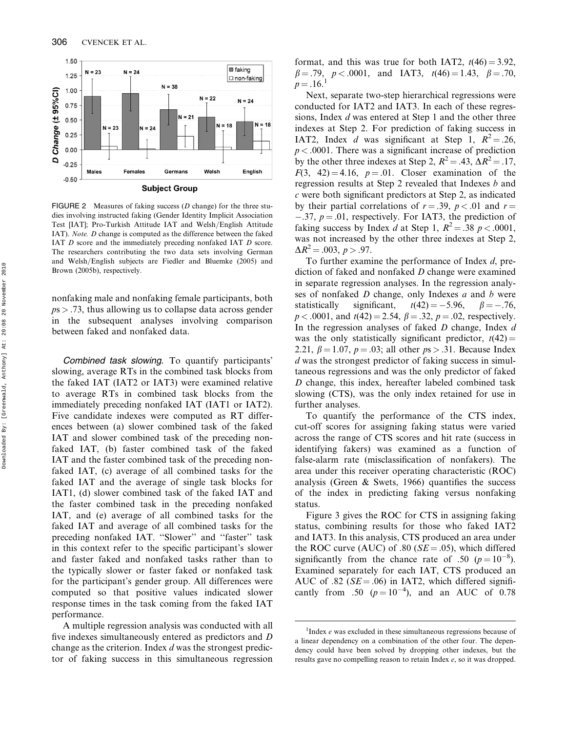FIGURE 2 Measures of faking success (*D* change) for the three studies involving instructed faking (Gender Identity Implicit Association Test [IAT]; Pro-Turkish Attitude IAT and Welsh/English Attitude IAT). *Note.* *D* change is computed as the difference between the faked IAT *D* score and the immediately preceding nonfaked IAT *D* score. The researchers contributing the two data sets involving German and Welsh/English subjects are Fiedler and Bluemke (2005) and Brown (2005b), respectively.

nonfaking male and nonfaking female participants, both $p$s $> .73$, thus allowing us to collapse data across gender in the subsequent analyses involving comparison between faked and nonfaked data.

*Combined task slowing.* To quantify participants' slowing, average RTs in the combined task blocks from the faked IAT (IAT2 or IAT3) were examined relative to average RTs in combined task blocks from the immediately preceding nonfaked IAT (IAT1 or IAT2). Five candidate indexes were computed as RT differences between (a) slower combined task of the faked IAT and slower combined task of the preceding nonfaked IAT, (b) faster combined task of the faked IAT and the faster combined task of the preceding nonfaked IAT, (c) average of all combined tasks for the faked IAT and the average of single task blocks for IAT1, (d) slower combined task of the faked IAT and the faster combined task in the preceding nonfaked IAT, and (e) average of all combined tasks for the faked IAT and average of all combined tasks for the preceding nonfaked IAT. "Slower" and "faster" task in this context refer to the specific participant's slower and faster faked and nonfaked tasks rather than to the typically slower or faster faked or nonfaked task for the participant's gender group. All differences were computed so that positive values indicated slower response times in the task coming from the faked IAT performance.

A multiple regression analysis was conducted with all five indexes simultaneously entered as predictors and *D* change as the criterion. Index *d* was the strongest predictor of faking success in this simultaneous regression format, and this was true for both IAT2, $t(46) = 3.92$, $\beta = .79$, $p < .0001$, and IAT3, $t(46) = 1.43$, $\beta = .70$, $p = .16$.[1]

Next, separate two-step hierarchical regressions were conducted for IAT2 and IAT3. In each of these regressions, Index *d* was entered at Step 1 and the other three indexes at Step 2. For prediction of faking success in IAT2, Index *d* was significant at Step 1, $R^2 = .26$, $p < .0001$. There was a significant increase of prediction by the other three indexes at Step 2, $R^2 = .43$, $\Delta R^2 = .17$, $F(3,\ 42) = 4.16$, $p = .01$. Closer examination of the regression results at Step 2 revealed that Indexes *b* and *c* were both significant predictors at Step 2, as indicated by their partial correlations of $r = .39$, $p < .01$ and $r = -.37$, $p = .01$, respectively. For IAT3, the prediction of faking success by Index *d* at Step 1, $R^2 = .38$ $p < .0001$, was not increased by the other three indexes at Step 2, $\Delta R^2 = .003$, $p > .97$.

To further examine the performance of Index *d*, prediction of faked and nonfaked *D* change were examined in separate regression analyses. In the regression analyses of nonfaked *D* change, only Indexes *a* and *b* were statistically significant, $t(42) = -5.96$, $\beta = -.76$, $p < .0001$, and $t(42) = 2.54$, $\beta = .32$, $p = .02$, respectively. In the regression analyses of faked *D* change, Index *d* was the only statistically significant predictor, $t(42) = 2.21$, $\beta = 1.07$, $p = .03$; all other $p$s $> .31$. Because Index *d* was the strongest predictor of faking success in simultaneous regressions and was the only predictor of faked *D* change, this index, hereafter labeled combined task slowing (CTS), was the only index retained for use in further analyses.

To quantify the performance of the CTS index, cut-off scores for assigning faking status were varied across the range of CTS scores and hit rate (success in identifying fakers) was examined as a function of false-alarm rate (misclassification of nonfakers). The area under this receiver operating characteristic (ROC) analysis (Green & Swets, 1966) quantifies the success of the index in predicting faking versus nonfaking status.

Figure 3 gives the ROC for CTS in assigning faking status, combining results for those who faked IAT2 and IAT3. In this analysis, CTS produced an area under the ROC curve (AUC) of .80 ($SE = .05$), which differed significantly from the chance rate of .50 ($p = 10^{-8}$). Examined separately for each IAT, CTS produced an AUC of .82 ($SE = .06$) in IAT2, which differed significantly from .50 ($p = 10^{-4}$), and an AUC of 0.78

[1] Index *e* was excluded in these simultaneous regressions because of a linear dependency on a combination of the other four. The dependency could have been solved by dropping other indexes, but the results gave no compelling reason to retain Index *e*, so it was dropped.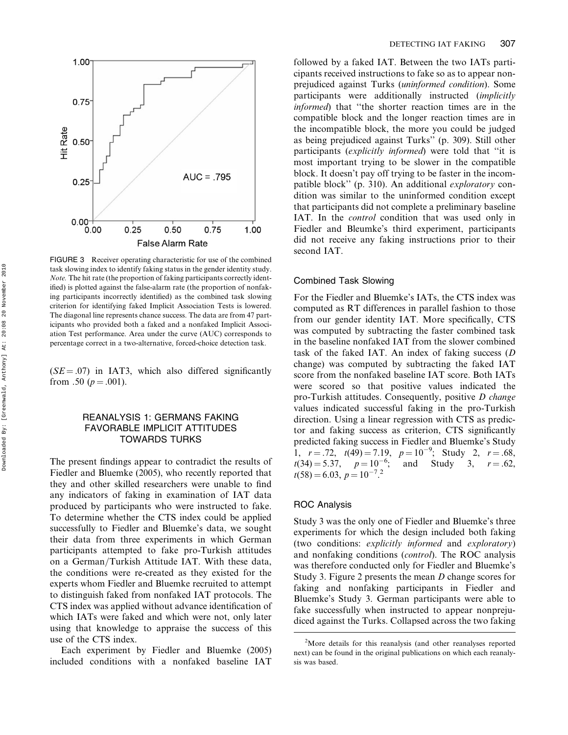FIGURE 3 Receiver operating characteristic for use of the combined task slowing index to identify faking status in the gender identity study. *Note.* The hit rate (the proportion of faking participants correctly identified) is plotted against the false-alarm rate (the proportion of nonfaking participants incorrectly identified) as the combined task slowing criterion for identifying faked Implicit Association Tests is lowered. The diagonal line represents chance success. The data are from 47 participants who provided both a faked and a nonfaked Implicit Association Test performance. Area under the curve (AUC) corresponds to percentage correct in a two-alternative, forced-choice detection task.

($SE = .07$) in IAT3, which also differed significantly from .50 ($p = .001$).

## REANALYSIS 1: GERMANS FAKING FAVORABLE IMPLICIT ATTITUDES TOWARDS TURKS

The present findings appear to contradict the results of Fiedler and Bluemke (2005), who recently reported that they and other skilled researchers were unable to find any indicators of faking in examination of IAT data produced by participants who were instructed to fake. To determine whether the CTS index could be applied successfully to Fiedler and Bluemke's data, we sought their data from three experiments in which German participants attempted to fake pro-Turkish attitudes on a German/Turkish Attitude IAT. With these data, the conditions were re-created as they existed for the experts whom Fiedler and Bluemke recruited to attempt to distinguish faked from nonfaked IAT protocols. The CTS index was applied without advance identification of which IATs were faked and which were not, only later using that knowledge to appraise the success of this use of the CTS index.

Each experiment by Fiedler and Bluemke (2005) included conditions with a nonfaked baseline IAT followed by a faked IAT. Between the two IATs participants received instructions to fake so as to appear nonprejudiced against Turks (*uninformed condition*). Some participants were additionally instructed (*implicitly informed*) that "the shorter reaction times are in the compatible block and the longer reaction times are in the incompatible block, the more you could be judged as being prejudiced against Turks" (p. 309). Still other participants (*explicitly informed*) were told that "it is most important trying to be slower in the compatible block. It doesn't pay off trying to be faster in the incompatible block" (p. 310). An additional *exploratory* condition was similar to the uninformed condition except that participants did not complete a preliminary baseline IAT. In the *control* condition that was used only in Fiedler and Bleumke's third experiment, participants did not receive any faking instructions prior to their second IAT.

### Combined Task Slowing

For the Fiedler and Bluemke's IATs, the CTS index was computed as RT differences in parallel fashion to those from our gender identity IAT. More specifically, CTS was computed by subtracting the faster combined task in the baseline nonfaked IAT from the slower combined task of the faked IAT. An index of faking success (*D* change) was computed by subtracting the faked IAT score from the nonfaked baseline IAT score. Both IATs were scored so that positive values indicated the pro-Turkish attitudes. Consequently, positive *D change* values indicated successful faking in the pro-Turkish direction. Using a linear regression with CTS as predictor and faking success as criterion, CTS significantly predicted faking success in Fiedler and Bluemke's Study 1, $r = .72$, $t(49) = 7.19$, $p = 10^{-9}$; Study 2, $r = .68$, $t(34) = 5.37$, $p = 10^{-6}$; and Study 3, $r = .62$, $t(58) = 6.03$, $p = 10^{-7}$.[2]

### ROC Analysis

Study 3 was the only one of Fiedler and Bluemke's three experiments for which the design included both faking (two conditions: *explicitly informed* and *exploratory*) and nonfaking conditions (*control*). The ROC analysis was therefore conducted only for Fiedler and Bluemke's Study 3. Figure 2 presents the mean *D* change scores for faking and nonfaking participants in Fiedler and Bluemke's Study 3. German participants were able to fake successfully when instructed to appear nonprejudiced against the Turks. Collapsed across the two faking

[2]More details for this reanalysis (and other reanalyses reported next) can be found in the original publications on which each reanalysis was based.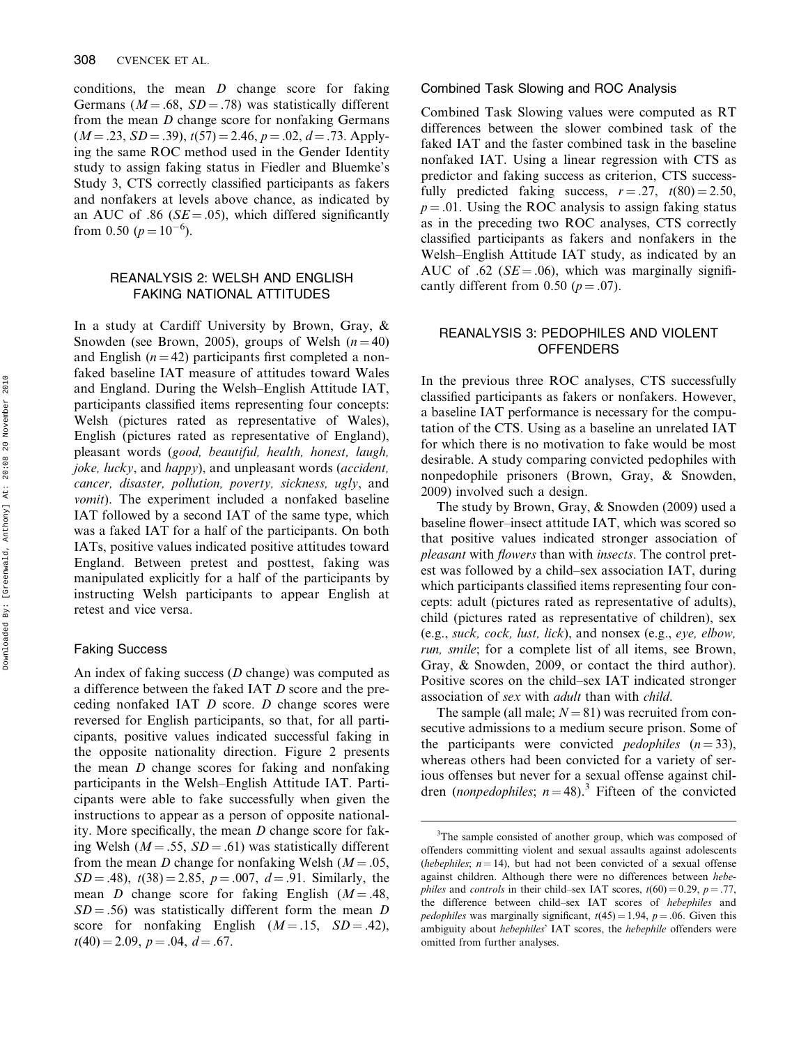conditions, the mean *D* change score for faking Germans ($M = .68$, $SD = .78$) was statistically different from the mean *D* change score for nonfaking Germans ($M = .23$, $SD = .39$), $t(57) = 2.46$, $p = .02$, $d = .73$. Applying the same ROC method used in the Gender Identity study to assign faking status in Fiedler and Bluemke's Study 3, CTS correctly classified participants as fakers and nonfakers at levels above chance, as indicated by an AUC of .86 ($SE = .05$), which differed significantly from 0.50 ($p = 10^{-6}$).

## REANALYSIS 2: WELSH AND ENGLISH FAKING NATIONAL ATTITUDES

In a study at Cardiff University by Brown, Gray, & Snowden (see Brown, 2005), groups of Welsh ($n = 40$) and English ($n = 42$) participants first completed a nonfaked baseline IAT measure of attitudes toward Wales and England. During the Welsh–English Attitude IAT, participants classified items representing four concepts: Welsh (pictures rated as representative of Wales), English (pictures rated as representative of England), pleasant words (*good, beautiful, health, honest, laugh, joke, lucky*, and *happy*), and unpleasant words (*accident, cancer, disaster, pollution, poverty, sickness, ugly*, and *vomit*). The experiment included a nonfaked baseline IAT followed by a second IAT of the same type, which was a faked IAT for a half of the participants. On both IATs, positive values indicated positive attitudes toward England. Between pretest and posttest, faking was manipulated explicitly for a half of the participants by instructing Welsh participants to appear English at retest and vice versa.

### Faking Success

An index of faking success (*D* change) was computed as a difference between the faked IAT *D* score and the preceding nonfaked IAT *D* score. *D* change scores were reversed for English participants, so that, for all participants, positive values indicated successful faking in the opposite nationality direction. Figure 2 presents the mean *D* change scores for faking and nonfaking participants in the Welsh–English Attitude IAT. Participants were able to fake successfully when given the instructions to appear as a person of opposite nationality. More specifically, the mean *D* change score for faking Welsh ($M = .55$, $SD = .61$) was statistically different from the mean *D* change for nonfaking Welsh ($M = .05$, $SD = .48$), $t(38) = 2.85$, $p = .007$, $d = .91$. Similarly, the mean *D* change score for faking English ($M = .48$, $SD = .56$) was statistically different form the mean *D* score for nonfaking English ($M = .15$, $SD = .42$), $t(40) = 2.09$, $p = .04$, $d = .67$.

### Combined Task Slowing and ROC Analysis

Combined Task Slowing values were computed as RT differences between the slower combined task of the faked IAT and the faster combined task in the baseline nonfaked IAT. Using a linear regression with CTS as predictor and faking success as criterion, CTS successfully predicted faking success, $r = .27$, $t(80) = 2.50$, $p = .01$. Using the ROC analysis to assign faking status as in the preceding two ROC analyses, CTS correctly classified participants as fakers and nonfakers in the Welsh–English Attitude IAT study, as indicated by an AUC of .62 ($SE = .06$), which was marginally significantly different from 0.50 ($p = .07$).

## REANALYSIS 3: PEDOPHILES AND VIOLENT OFFENDERS

In the previous three ROC analyses, CTS successfully classified participants as fakers or nonfakers. However, a baseline IAT performance is necessary for the computation of the CTS. Using as a baseline an unrelated IAT for which there is no motivation to fake would be most desirable. A study comparing convicted pedophiles with nonpedophile prisoners (Brown, Gray, & Snowden, 2009) involved such a design.

The study by Brown, Gray, & Snowden (2009) used a baseline flower–insect attitude IAT, which was scored so that positive values indicated stronger association of *pleasant* with *flowers* than with *insects*. The control pretest was followed by a child–sex association IAT, during which participants classified items representing four concepts: adult (pictures rated as representative of adults), child (pictures rated as representative of children), sex (e.g., *suck, cock, lust, lick*), and nonsex (e.g., *eye, elbow, run, smile*; for a complete list of all items, see Brown, Gray, & Snowden, 2009, or contact the third author). Positive scores on the child–sex IAT indicated stronger association of *sex* with *adult* than with *child*.

The sample (all male; $N = 81$) was recruited from consecutive admissions to a medium secure prison. Some of the participants were convicted *pedophiles* ($n = 33$), whereas others had been convicted for a variety of serious offenses but never for a sexual offense against children (*nonpedophiles*; $n = 48$).[3] Fifteen of the convicted

[3]The sample consisted of another group, which was composed of offenders committing violent and sexual assaults against adolescents (*hebephiles*; $n = 14$), but had not been convicted of a sexual offense against children. Although there were no differences between *hebephiles* and *controls* in their child–sex IAT scores, $t(60) = 0.29$, $p = .77$, the difference between child–sex IAT scores of *hebephiles* and *pedophiles* was marginally significant, $t(45) = 1.94$, $p = .06$. Given this ambiguity about *hebephiles*' IAT scores, the *hebephile* offenders were omitted from further analyses.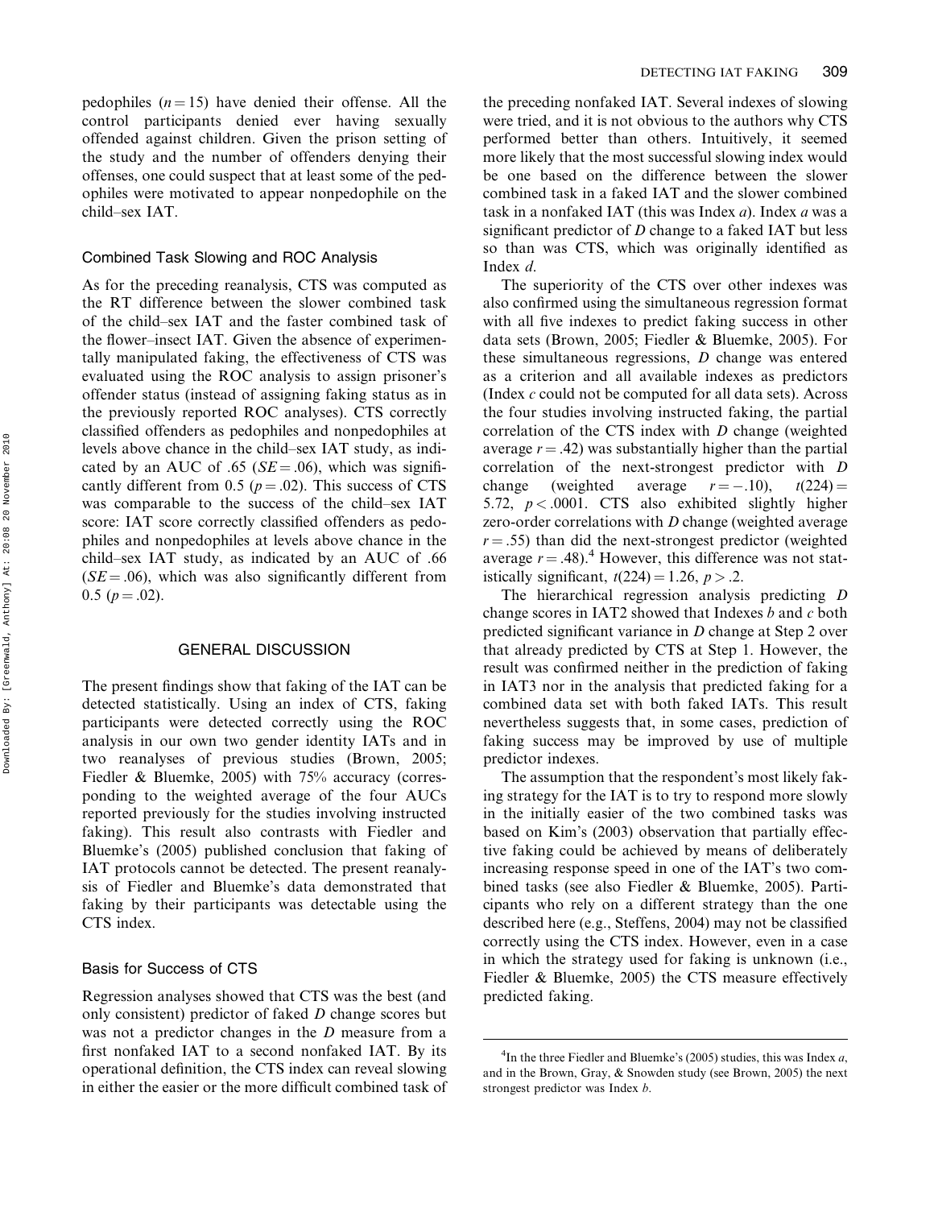pedophiles ($n = 15$) have denied their offense. All the control participants denied ever having sexually offended against children. Given the prison setting of the study and the number of offenders denying their offenses, one could suspect that at least some of the pedophiles were motivated to appear nonpedophile on the child–sex IAT.

### Combined Task Slowing and ROC Analysis

As for the preceding reanalysis, CTS was computed as the RT difference between the slower combined task of the child–sex IAT and the faster combined task of the flower–insect IAT. Given the absence of experimentally manipulated faking, the effectiveness of CTS was evaluated using the ROC analysis to assign prisoner's offender status (instead of assigning faking status as in the previously reported ROC analyses). CTS correctly classified offenders as pedophiles and nonpedophiles at levels above chance in the child–sex IAT study, as indicated by an AUC of .65 ($SE = .06$), which was significantly different from 0.5 ($p = .02$). This success of CTS was comparable to the success of the child–sex IAT score: IAT score correctly classified offenders as pedophiles and nonpedophiles at levels above chance in the child–sex IAT study, as indicated by an AUC of .66 ($SE = .06$), which was also significantly different from 0.5 ($p = .02$).

## GENERAL DISCUSSION

The present findings show that faking of the IAT can be detected statistically. Using an index of CTS, faking participants were detected correctly using the ROC analysis in our own two gender identity IATs and in two reanalyses of previous studies (Brown, 2005; Fiedler & Bluemke, 2005) with 75% accuracy (corresponding to the weighted average of the four AUCs reported previously for the studies involving instructed faking). This result also contrasts with Fiedler and Bluemke's (2005) published conclusion that faking of IAT protocols cannot be detected. The present reanalysis of Fiedler and Bluemke's data demonstrated that faking by their participants was detectable using the CTS index.

### Basis for Success of CTS

Regression analyses showed that CTS was the best (and only consistent) predictor of faked *D* change scores but was not a predictor changes in the *D* measure from a first nonfaked IAT to a second nonfaked IAT. By its operational definition, the CTS index can reveal slowing in either the easier or the more difficult combined task of the preceding nonfaked IAT. Several indexes of slowing were tried, and it is not obvious to the authors why CTS performed better than others. Intuitively, it seemed more likely that the most successful slowing index would be one based on the difference between the slower combined task in a faked IAT and the slower combined task in a nonfaked IAT (this was Index *a*). Index *a* was a significant predictor of *D* change to a faked IAT but less so than was CTS, which was originally identified as Index *d*.

The superiority of the CTS over other indexes was also confirmed using the simultaneous regression format with all five indexes to predict faking success in other data sets (Brown, 2005; Fiedler & Bluemke, 2005). For these simultaneous regressions, *D* change was entered as a criterion and all available indexes as predictors (Index *c* could not be computed for all data sets). Across the four studies involving instructed faking, the partial correlation of the CTS index with *D* change (weighted average $r = .42$) was substantially higher than the partial correlation of the next-strongest predictor with *D* change (weighted average $r = -.10$), $t(224) = 5.72$, $p < .0001$. CTS also exhibited slightly higher zero-order correlations with *D* change (weighted average $r = .55$) than did the next-strongest predictor (weighted average $r = .48$).[4] However, this difference was not statistically significant, $t(224) = 1.26$, $p > .2$.

The hierarchical regression analysis predicting *D* change scores in IAT2 showed that Indexes *b* and *c* both predicted significant variance in *D* change at Step 2 over that already predicted by CTS at Step 1. However, the result was confirmed neither in the prediction of faking in IAT3 nor in the analysis that predicted faking for a combined data set with both faked IATs. This result nevertheless suggests that, in some cases, prediction of faking success may be improved by use of multiple predictor indexes.

The assumption that the respondent's most likely faking strategy for the IAT is to try to respond more slowly in the initially easier of the two combined tasks was based on Kim's (2003) observation that partially effective faking could be achieved by means of deliberately increasing response speed in one of the IAT's two combined tasks (see also Fiedler & Bluemke, 2005). Participants who rely on a different strategy than the one described here (e.g., Steffens, 2004) may not be classified correctly using the CTS index. However, even in a case in which the strategy used for faking is unknown (i.e., Fiedler & Bluemke, 2005) the CTS measure effectively predicted faking.

[4]In the three Fiedler and Bluemke's (2005) studies, this was Index *a*, and in the Brown, Gray, & Snowden study (see Brown, 2005) the next strongest predictor was Index *b*.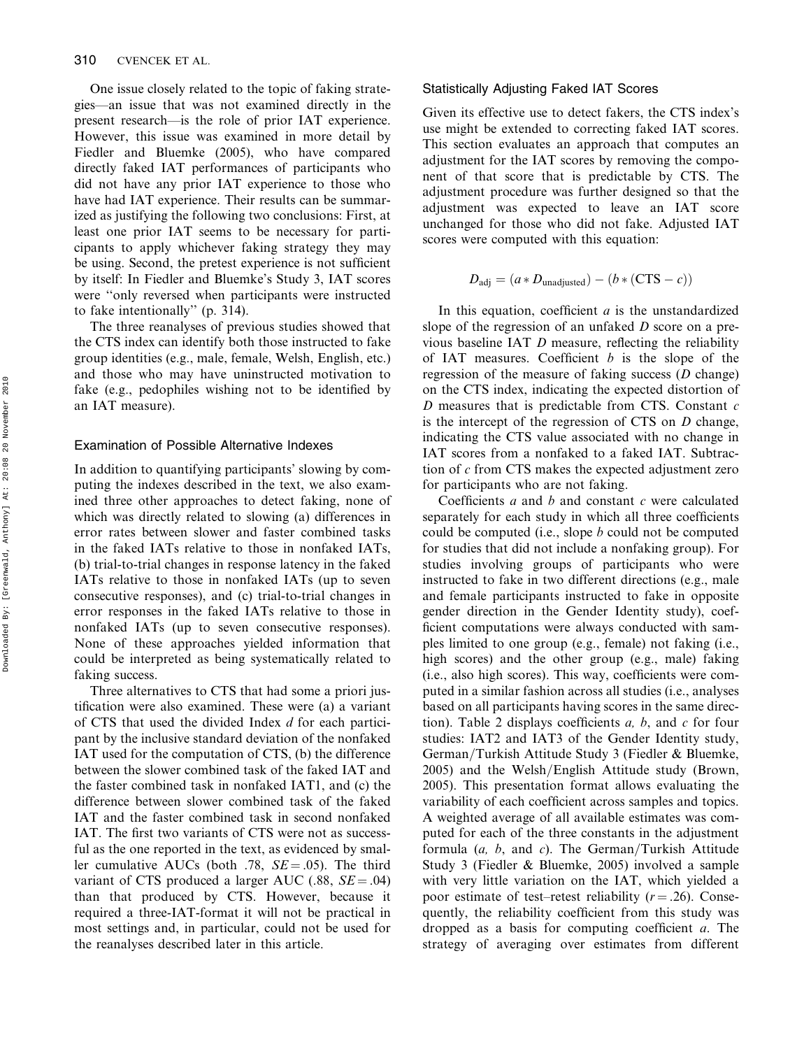One issue closely related to the topic of faking strategies—an issue that was not examined directly in the present research—is the role of prior IAT experience. However, this issue was examined in more detail by Fiedler and Bluemke (2005), who have compared directly faked IAT performances of participants who did not have any prior IAT experience to those who have had IAT experience. Their results can be summarized as justifying the following two conclusions: First, at least one prior IAT seems to be necessary for participants to apply whichever faking strategy they may be using. Second, the pretest experience is not sufficient by itself: In Fiedler and Bluemke's Study 3, IAT scores were "only reversed when participants were instructed to fake intentionally" (p. 314).

The three reanalyses of previous studies showed that the CTS index can identify both those instructed to fake group identities (e.g., male, female, Welsh, English, etc.) and those who may have uninstructed motivation to fake (e.g., pedophiles wishing not to be identified by an IAT measure).

### Examination of Possible Alternative Indexes

In addition to quantifying participants' slowing by computing the indexes described in the text, we also examined three other approaches to detect faking, none of which was directly related to slowing (a) differences in error rates between slower and faster combined tasks in the faked IATs relative to those in nonfaked IATs, (b) trial-to-trial changes in response latency in the faked IATs relative to those in nonfaked IATs (up to seven consecutive responses), and (c) trial-to-trial changes in error responses in the faked IATs relative to those in nonfaked IATs (up to seven consecutive responses). None of these approaches yielded information that could be interpreted as being systematically related to faking success.

Three alternatives to CTS that had some a priori justification were also examined. These were (a) a variant of CTS that used the divided Index $d$ for each participant by the inclusive standard deviation of the nonfaked IAT used for the computation of CTS, (b) the difference between the slower combined task of the faked IAT and the faster combined task in nonfaked IAT1, and (c) the difference between slower combined task of the faked IAT and the faster combined task in second nonfaked IAT. The first two variants of CTS were not as successful as the one reported in the text, as evidenced by smaller cumulative AUCs (both .78, $SE = .05$). The third variant of CTS produced a larger AUC (.88, $SE = .04$) than that produced by CTS. However, because it required a three-IAT-format it will not be practical in most settings and, in particular, could not be used for the reanalyses described later in this article.

### Statistically Adjusting Faked IAT Scores

Given its effective use to detect fakers, the CTS index's use might be extended to correcting faked IAT scores. This section evaluates an approach that computes an adjustment for the IAT scores by removing the component of that score that is predictable by CTS. The adjustment procedure was further designed so that the adjustment was expected to leave an IAT score unchanged for those who did not fake. Adjusted IAT scores were computed with this equation:

$$D_{\text{adj}} = (a * D_{\text{unadjusted}}) - (b * (\text{CTS} - c))$$

In this equation, coefficient $a$ is the unstandardized slope of the regression of an unfaked $D$ score on a previous baseline IAT $D$ measure, reflecting the reliability of IAT measures. Coefficient $b$ is the slope of the regression of the measure of faking success ($D$ change) on the CTS index, indicating the expected distortion of $D$ measures that is predictable from CTS. Constant $c$ is the intercept of the regression of CTS on $D$ change, indicating the CTS value associated with no change in IAT scores from a nonfaked to a faked IAT. Subtraction of $c$ from CTS makes the expected adjustment zero for participants who are not faking.

Coefficients $a$ and $b$ and constant $c$ were calculated separately for each study in which all three coefficients could be computed (i.e., slope $b$ could not be computed for studies that did not include a nonfaking group). For studies involving groups of participants who were instructed to fake in two different directions (e.g., male and female participants instructed to fake in opposite gender direction in the Gender Identity study), coefficient computations were always conducted with samples limited to one group (e.g., female) not faking (i.e., high scores) and the other group (e.g., male) faking (i.e., also high scores). This way, coefficients were computed in a similar fashion across all studies (i.e., analyses based on all participants having scores in the same direction). Table 2 displays coefficients $a$, $b$, and $c$ for four studies: IAT2 and IAT3 of the Gender Identity study, German/Turkish Attitude Study 3 (Fiedler & Bluemke, 2005) and the Welsh/English Attitude study (Brown, 2005). This presentation format allows evaluating the variability of each coefficient across samples and topics. A weighted average of all available estimates was computed for each of the three constants in the adjustment formula ($a$, $b$, and $c$). The German/Turkish Attitude Study 3 (Fiedler & Bluemke, 2005) involved a sample with very little variation on the IAT, which yielded a poor estimate of test–retest reliability ($r = .26$). Consequently, the reliability coefficient from this study was dropped as a basis for computing coefficient $a$. The strategy of averaging over estimates from different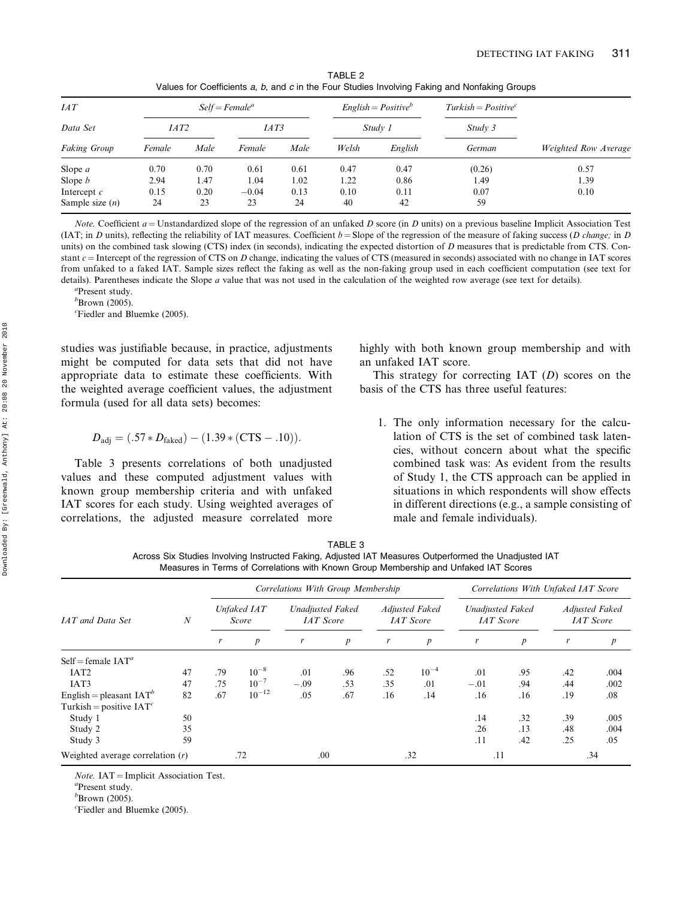TABLE 2
Values for Coefficients *a*, *b*, and *c* in the Four Studies Involving Faking and Nonfaking Groups

| *IAT* | *Self = Female*[a] | | | | *English = Positive*[b] | | *Turkish = Positive*[c] | |
|---|---|---|---|---|---|---|---|---|
| *Data Set* | *IAT2* | | *IAT3* | | *Study 1* | | *Study 3* | |
| *Faking Group* | *Female* | *Male* | *Female* | *Male* | *Welsh* | *English* | *German* | *Weighted Row Average* |
| Slope *a* | 0.70 | 0.70 | 0.61 | 0.61 | 0.47 | 0.47 | (0.26) | 0.57 |
| Slope *b* | 2.94 | 1.47 | 1.04 | 1.02 | 1.22 | 0.86 | 1.49 | 1.39 |
| Intercept *c* | 0.15 | 0.20 | −0.04 | 0.13 | 0.10 | 0.11 | 0.07 | 0.10 |
| Sample size (*n*) | 24 | 23 | 23 | 24 | 40 | 42 | 59 | |

*Note.* Coefficient $a$ = Unstandardized slope of the regression of an unfaked $D$ score (in $D$ units) on a previous baseline Implicit Association Test (IAT; in $D$ units), reflecting the reliability of IAT measures. Coefficient $b$ = Slope of the regression of the measure of faking success ($D$ *change;* in $D$ units) on the combined task slowing (CTS) index (in seconds), indicating the expected distortion of $D$ measures that is predictable from CTS. Constant $c$ = Intercept of the regression of CTS on $D$ change, indicating the values of CTS (measured in seconds) associated with no change in IAT scores from unfaked to a faked IAT. Sample sizes reflect the faking as well as the non-faking group used in each coefficient computation (see text for details). Parentheses indicate the Slope $a$ value that was not used in the calculation of the weighted row average (see text for details).

[a]Present study.

[b]Brown (2005).

[c]Fiedler and Bluemke (2005).

studies was justifiable because, in practice, adjustments might be computed for data sets that did not have appropriate data to estimate these coefficients. With the weighted average coefficient values, the adjustment formula (used for all data sets) becomes:

$$D_{\text{adj}} = (.57 * D_{\text{faked}}) - (1.39 * (\text{CTS} - .10)).$$

Table 3 presents correlations of both unadjusted values and these computed adjustment values with known group membership criteria and with unfaked IAT scores for each study. Using weighted averages of correlations, the adjusted measure correlated more highly with both known group membership and with an unfaked IAT score.

This strategy for correcting IAT ($D$) scores on the basis of the CTS has three useful features:

1. The only information necessary for the calculation of CTS is the set of combined task latencies, without concern about what the specific combined task was: As evident from the results of Study 1, the CTS approach can be applied in situations in which respondents will show effects in different directions (e.g., a sample consisting of male and female individuals).

TABLE 3
Across Six Studies Involving Instructed Faking, Adjusted IAT Measures Outperformed the Unadjusted IAT Measures in Terms of Correlations with Known Group Membership and Unfaked IAT Scores

| | | *Correlations With Group Membership* | | | | | | *Correlations With Unfaked IAT Score* | | | |
|---|---|---|---|---|---|---|---|---|---|---|---|
| *IAT and Data Set* | *N* | *Unfaked IAT Score* | | *Unadjusted Faked IAT Score* | | *Adjusted Faked IAT Score* | | *Unadjusted Faked IAT Score* | | *Adjusted Faked IAT Score* | |
| | | *r* | *p* | *r* | *p* | *r* | *p* | *r* | *p* | *r* | *p* |
| Self = female IAT[a] | | | | | | | | | | | |
| IAT2 | 47 | .79 | $10^{-8}$ | .01 | .96 | .52 | $10^{-4}$ | .01 | .95 | .42 | .004 |
| IAT3 | 47 | .75 | $10^{-7}$ | −.09 | .53 | .35 | .01 | −.01 | .94 | .44 | .002 |
| English = pleasant IAT[b] | 82 | .67 | $10^{-12}$ | .05 | .67 | .16 | .14 | .16 | .16 | .19 | .08 |
| Turkish = positive IAT[c] | | | | | | | | | | | |
| Study 1 | 50 | | | | | | | .14 | .32 | .39 | .005 |
| Study 2 | 35 | | | | | | | .26 | .13 | .48 | .004 |
| Study 3 | 59 | | | | | | | .11 | .42 | .25 | .05 |
| Weighted average correlation (*r*) | | .72 | | .00 | | .32 | | .11 | | .34 | |

*Note.* IAT = Implicit Association Test.

[a]Present study.

[b]Brown (2005).

[c]Fiedler and Bluemke (2005).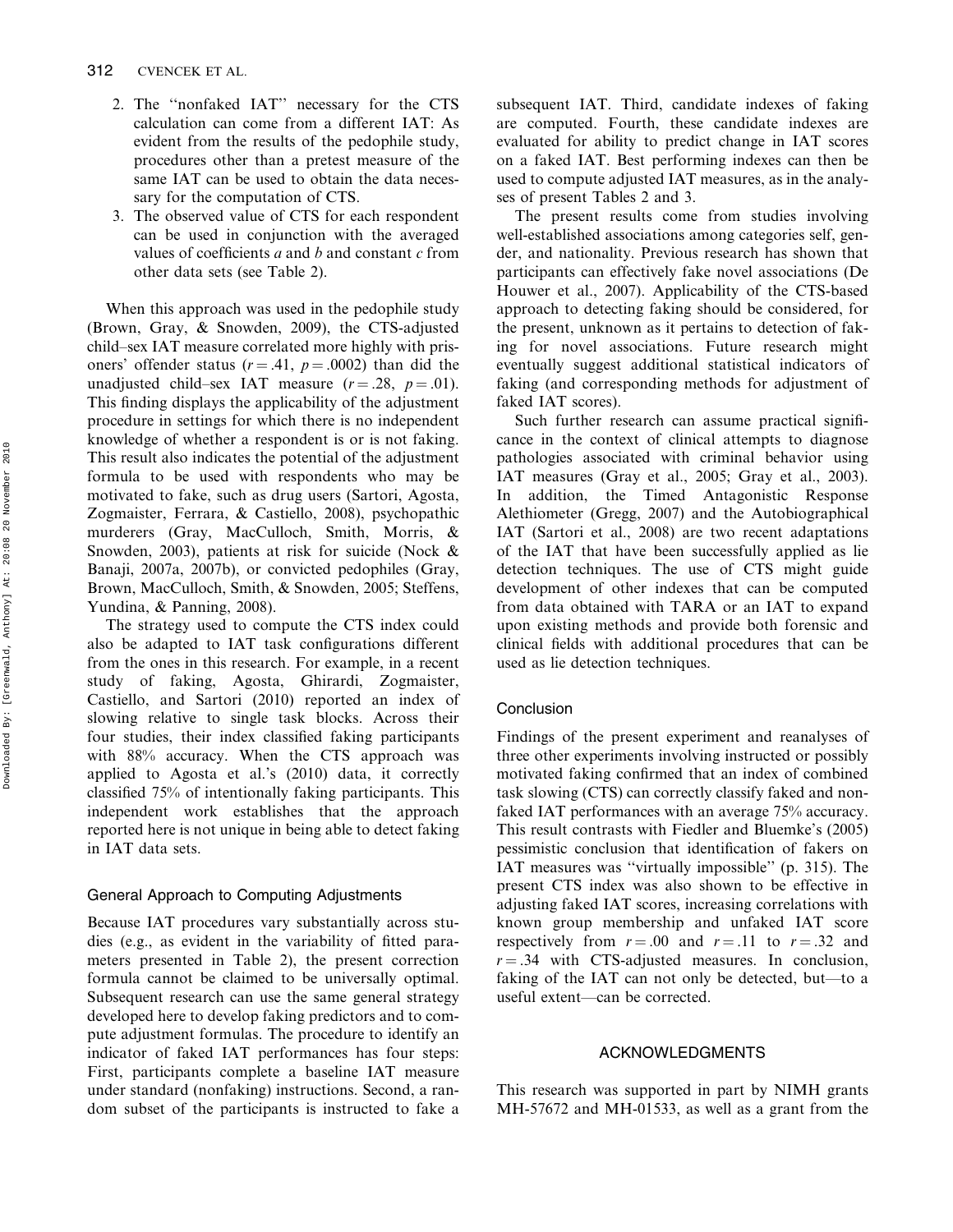2. The "nonfaked IAT" necessary for the CTS calculation can come from a different IAT: As evident from the results of the pedophile study, procedures other than a pretest measure of the same IAT can be used to obtain the data necessary for the computation of CTS.
3. The observed value of CTS for each respondent can be used in conjunction with the averaged values of coefficients *a* and *b* and constant *c* from other data sets (see Table 2).

When this approach was used in the pedophile study (Brown, Gray, & Snowden, 2009), the CTS-adjusted child–sex IAT measure correlated more highly with prisoners' offender status ($r = .41$, $p = .0002$) than did the unadjusted child–sex IAT measure ($r = .28$, $p = .01$). This finding displays the applicability of the adjustment procedure in settings for which there is no independent knowledge of whether a respondent is or is not faking. This result also indicates the potential of the adjustment formula to be used with respondents who may be motivated to fake, such as drug users (Sartori, Agosta, Zogmaister, Ferrara, & Castiello, 2008), psychopathic murderers (Gray, MacCulloch, Smith, Morris, & Snowden, 2003), patients at risk for suicide (Nock & Banaji, 2007a, 2007b), or convicted pedophiles (Gray, Brown, MacCulloch, Smith, & Snowden, 2005; Steffens, Yundina, & Panning, 2008).

The strategy used to compute the CTS index could also be adapted to IAT task configurations different from the ones in this research. For example, in a recent study of faking, Agosta, Ghirardi, Zogmaister, Castiello, and Sartori (2010) reported an index of slowing relative to single task blocks. Across their four studies, their index classified faking participants with 88% accuracy. When the CTS approach was applied to Agosta et al.'s (2010) data, it correctly classified 75% of intentionally faking participants. This independent work establishes that the approach reported here is not unique in being able to detect faking in IAT data sets.

### General Approach to Computing Adjustments

Because IAT procedures vary substantially across studies (e.g., as evident in the variability of fitted parameters presented in Table 2), the present correction formula cannot be claimed to be universally optimal. Subsequent research can use the same general strategy developed here to develop faking predictors and to compute adjustment formulas. The procedure to identify an indicator of faked IAT performances has four steps: First, participants complete a baseline IAT measure under standard (nonfaking) instructions. Second, a random subset of the participants is instructed to fake a subsequent IAT. Third, candidate indexes of faking are computed. Fourth, these candidate indexes are evaluated for ability to predict change in IAT scores on a faked IAT. Best performing indexes can then be used to compute adjusted IAT measures, as in the analyses of present Tables 2 and 3.

The present results come from studies involving well-established associations among categories self, gender, and nationality. Previous research has shown that participants can effectively fake novel associations (De Houwer et al., 2007). Applicability of the CTS-based approach to detecting faking should be considered, for the present, unknown as it pertains to detection of faking for novel associations. Future research might eventually suggest additional statistical indicators of faking (and corresponding methods for adjustment of faked IAT scores).

Such further research can assume practical significance in the context of clinical attempts to diagnose pathologies associated with criminal behavior using IAT measures (Gray et al., 2005; Gray et al., 2003). In addition, the Timed Antagonistic Response Alethiometer (Gregg, 2007) and the Autobiographical IAT (Sartori et al., 2008) are two recent adaptations of the IAT that have been successfully applied as lie detection techniques. The use of CTS might guide development of other indexes that can be computed from data obtained with TARA or an IAT to expand upon existing methods and provide both forensic and clinical fields with additional procedures that can be used as lie detection techniques.

### Conclusion

Findings of the present experiment and reanalyses of three other experiments involving instructed or possibly motivated faking confirmed that an index of combined task slowing (CTS) can correctly classify faked and nonfaked IAT performances with an average 75% accuracy. This result contrasts with Fiedler and Bluemke's (2005) pessimistic conclusion that identification of fakers on IAT measures was "virtually impossible" (p. 315). The present CTS index was also shown to be effective in adjusting faked IAT scores, increasing correlations with known group membership and unfaked IAT score respectively from $r = .00$ and $r = .11$ to $r = .32$ and $r = .34$ with CTS-adjusted measures. In conclusion, faking of the IAT can not only be detected, but—to a useful extent—can be corrected.

## ACKNOWLEDGMENTS

This research was supported in part by NIMH grants MH-57672 and MH-01533, as well as a grant from the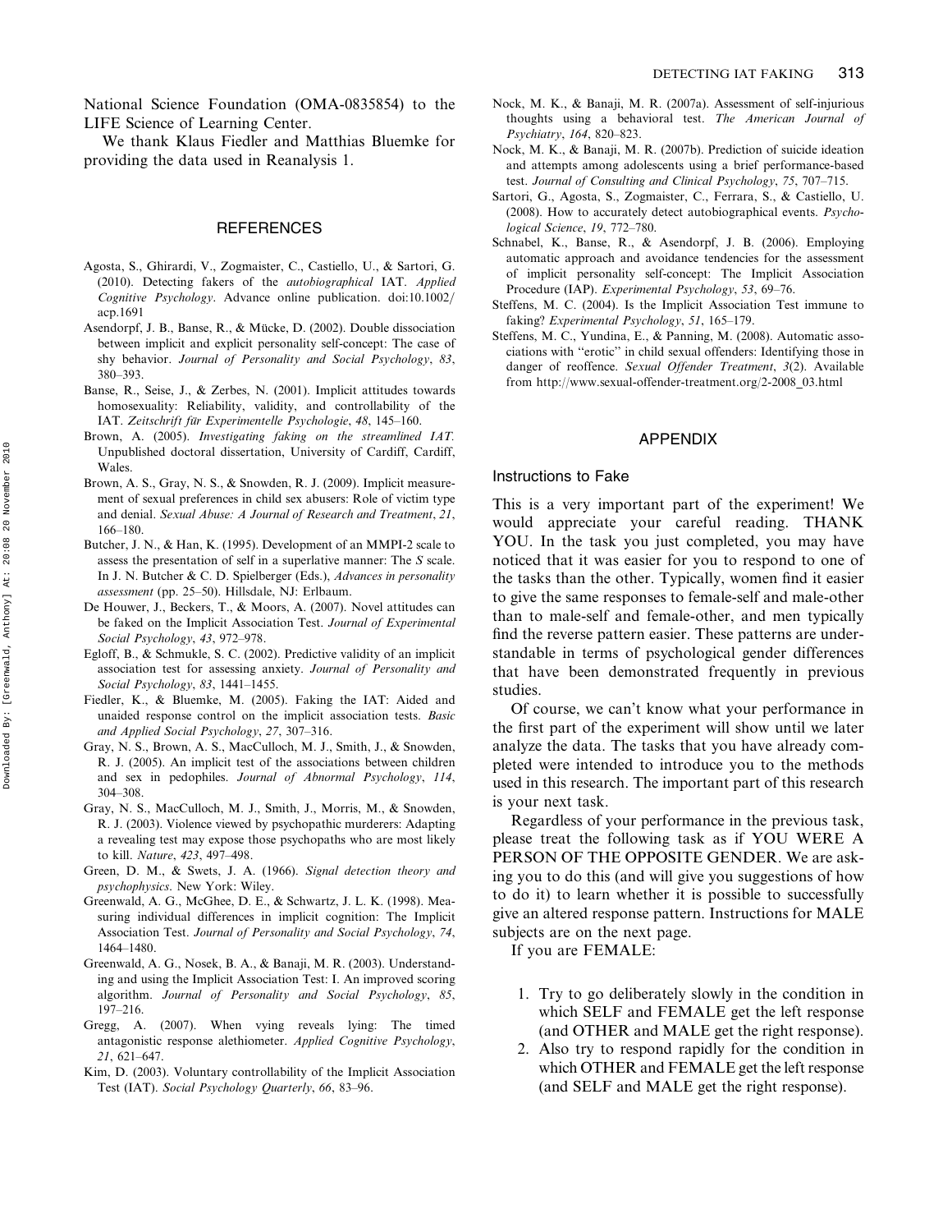National Science Foundation (OMA-0835854) to the LIFE Science of Learning Center.

We thank Klaus Fiedler and Matthias Bluemke for providing the data used in Reanalysis 1.

## REFERENCES

Agosta, S., Ghirardi, V., Zogmaister, C., Castiello, U., & Sartori, G. (2010). Detecting fakers of the *autobiographical* IAT. *Applied Cognitive Psychology*. Advance online publication. doi:10.1002/acp.1691

Asendorpf, J. B., Banse, R., & Mücke, D. (2002). Double dissociation between implicit and explicit personality self-concept: The case of shy behavior. *Journal of Personality and Social Psychology*, *83*, 380–393.

Banse, R., Seise, J., & Zerbes, N. (2001). Implicit attitudes towards homosexuality: Reliability, validity, and controllability of the IAT. *Zeitschrift für Experimentelle Psychologie*, *48*, 145–160.

Brown, A. (2005). *Investigating faking on the streamlined IAT.* Unpublished doctoral dissertation, University of Cardiff, Cardiff, Wales.

Brown, A. S., Gray, N. S., & Snowden, R. J. (2009). Implicit measurement of sexual preferences in child sex abusers: Role of victim type and denial. *Sexual Abuse: A Journal of Research and Treatment*, *21*, 166–180.

Butcher, J. N., & Han, K. (1995). Development of an MMPI-2 scale to assess the presentation of self in a superlative manner: The *S* scale. In J. N. Butcher & C. D. Spielberger (Eds.), *Advances in personality assessment* (pp. 25–50). Hillsdale, NJ: Erlbaum.

De Houwer, J., Beckers, T., & Moors, A. (2007). Novel attitudes can be faked on the Implicit Association Test. *Journal of Experimental Social Psychology*, *43*, 972–978.

Egloff, B., & Schmukle, S. C. (2002). Predictive validity of an implicit association test for assessing anxiety. *Journal of Personality and Social Psychology*, *83*, 1441–1455.

Fiedler, K., & Bluemke, M. (2005). Faking the IAT: Aided and unaided response control on the implicit association tests. *Basic and Applied Social Psychology*, *27*, 307–316.

Gray, N. S., Brown, A. S., MacCulloch, M. J., Smith, J., & Snowden, R. J. (2005). An implicit test of the associations between children and sex in pedophiles. *Journal of Abnormal Psychology*, *114*, 304–308.

Gray, N. S., MacCulloch, M. J., Smith, J., Morris, M., & Snowden, R. J. (2003). Violence viewed by psychopathic murderers: Adapting a revealing test may expose those psychopaths who are most likely to kill. *Nature*, *423*, 497–498.

Green, D. M., & Swets, J. A. (1966). *Signal detection theory and psychophysics*. New York: Wiley.

Greenwald, A. G., McGhee, D. E., & Schwartz, J. L. K. (1998). Measuring individual differences in implicit cognition: The Implicit Association Test. *Journal of Personality and Social Psychology*, *74*, 1464–1480.

Greenwald, A. G., Nosek, B. A., & Banaji, M. R. (2003). Understanding and using the Implicit Association Test: I. An improved scoring algorithm. *Journal of Personality and Social Psychology*, *85*, 197–216.

Gregg, A. (2007). When vying reveals lying: The timed antagonistic response alethiometer. *Applied Cognitive Psychology*, *21*, 621–647.

Kim, D. (2003). Voluntary controllability of the Implicit Association Test (IAT). *Social Psychology Quarterly*, *66*, 83–96.

Nock, M. K., & Banaji, M. R. (2007a). Assessment of self-injurious thoughts using a behavioral test. *The American Journal of Psychiatry*, *164*, 820–823.

Nock, M. K., & Banaji, M. R. (2007b). Prediction of suicide ideation and attempts among adolescents using a brief performance-based test. *Journal of Consulting and Clinical Psychology*, *75*, 707–715.

Sartori, G., Agosta, S., Zogmaister, C., Ferrara, S., & Castiello, U. (2008). How to accurately detect autobiographical events. *Psychological Science*, *19*, 772–780.

Schnabel, K., Banse, R., & Asendorpf, J. B. (2006). Employing automatic approach and avoidance tendencies for the assessment of implicit personality self-concept: The Implicit Association Procedure (IAP). *Experimental Psychology*, *53*, 69–76.

Steffens, M. C. (2004). Is the Implicit Association Test immune to faking? *Experimental Psychology*, *51*, 165–179.

Steffens, M. C., Yundina, E., & Panning, M. (2008). Automatic associations with "erotic" in child sexual offenders: Identifying those in danger of reoffence. *Sexual Offender Treatment*, *3*(2). Available from http://www.sexual-offender-treatment.org/2-2008_03.html

## APPENDIX

### Instructions to Fake

This is a very important part of the experiment! We would appreciate your careful reading. THANK YOU. In the task you just completed, you may have noticed that it was easier for you to respond to one of the tasks than the other. Typically, women find it easier to give the same responses to female-self and male-other than to male-self and female-other, and men typically find the reverse pattern easier. These patterns are understandable in terms of psychological gender differences that have been demonstrated frequently in previous studies.

Of course, we can't know what your performance in the first part of the experiment will show until we later analyze the data. The tasks that you have already completed were intended to introduce you to the methods used in this research. The important part of this research is your next task.

Regardless of your performance in the previous task, please treat the following task as if YOU WERE A PERSON OF THE OPPOSITE GENDER. We are asking you to do this (and will give you suggestions of how to do it) to learn whether it is possible to successfully give an altered response pattern. Instructions for MALE subjects are on the next page.

If you are FEMALE:

1. Try to go deliberately slowly in the condition in which SELF and FEMALE get the left response (and OTHER and MALE get the right response).
2. Also try to respond rapidly for the condition in which OTHER and FEMALE get the left response (and SELF and MALE get the right response).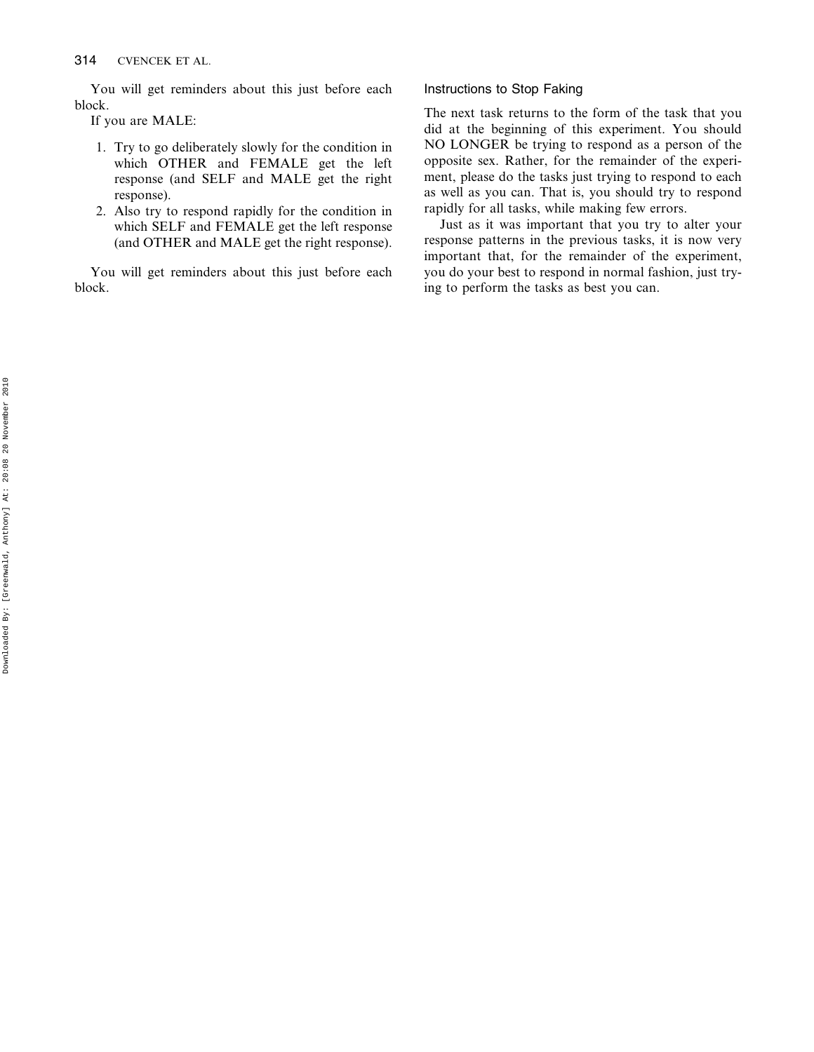You will get reminders about this just before each block.

If you are MALE:

1. Try to go deliberately slowly for the condition in which OTHER and FEMALE get the left response (and SELF and MALE get the right response).
2. Also try to respond rapidly for the condition in which SELF and FEMALE get the left response (and OTHER and MALE get the right response).

You will get reminders about this just before each block.

### Instructions to Stop Faking

The next task returns to the form of the task that you did at the beginning of this experiment. You should NO LONGER be trying to respond as a person of the opposite sex. Rather, for the remainder of the experiment, please do the tasks just trying to respond to each as well as you can. That is, you should try to respond rapidly for all tasks, while making few errors.

Just as it was important that you try to alter your response patterns in the previous tasks, it is now very important that, for the remainder of the experiment, you do your best to respond in normal fashion, just trying to perform the tasks as best you can.